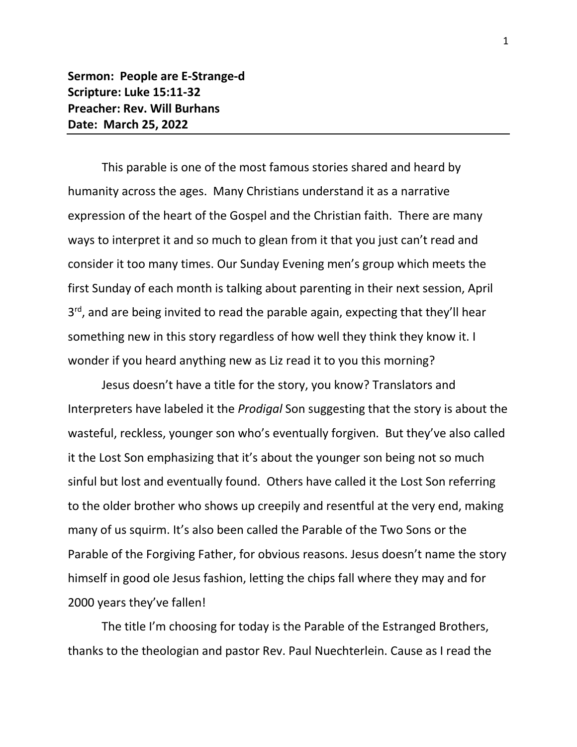**Sermon: People are E-Strange-d**
**Scripture: Luke 15:11-32**
**Preacher: Rev. Will Burhans**
**Date: March 25, 2022**

---

This parable is one of the most famous stories shared and heard by humanity across the ages. Many Christians understand it as a narrative expression of the heart of the Gospel and the Christian faith. There are many ways to interpret it and so much to glean from it that you just can't read and consider it too many times. Our Sunday Evening men's group which meets the first Sunday of each month is talking about parenting in their next session, April 3rd, and are being invited to read the parable again, expecting that they'll hear something new in this story regardless of how well they think they know it. I wonder if you heard anything new as Liz read it to you this morning?

Jesus doesn't have a title for the story, you know? Translators and Interpreters have labeled it the *Prodigal* Son suggesting that the story is about the wasteful, reckless, younger son who's eventually forgiven. But they've also called it the Lost Son emphasizing that it's about the younger son being not so much sinful but lost and eventually found. Others have called it the Lost Son referring to the older brother who shows up creepily and resentful at the very end, making many of us squirm. It's also been called the Parable of the Two Sons or the Parable of the Forgiving Father, for obvious reasons. Jesus doesn't name the story himself in good ole Jesus fashion, letting the chips fall where they may and for 2000 years they've fallen!

The title I'm choosing for today is the Parable of the Estranged Brothers, thanks to the theologian and pastor Rev. Paul Nuechterlein. Cause as I read the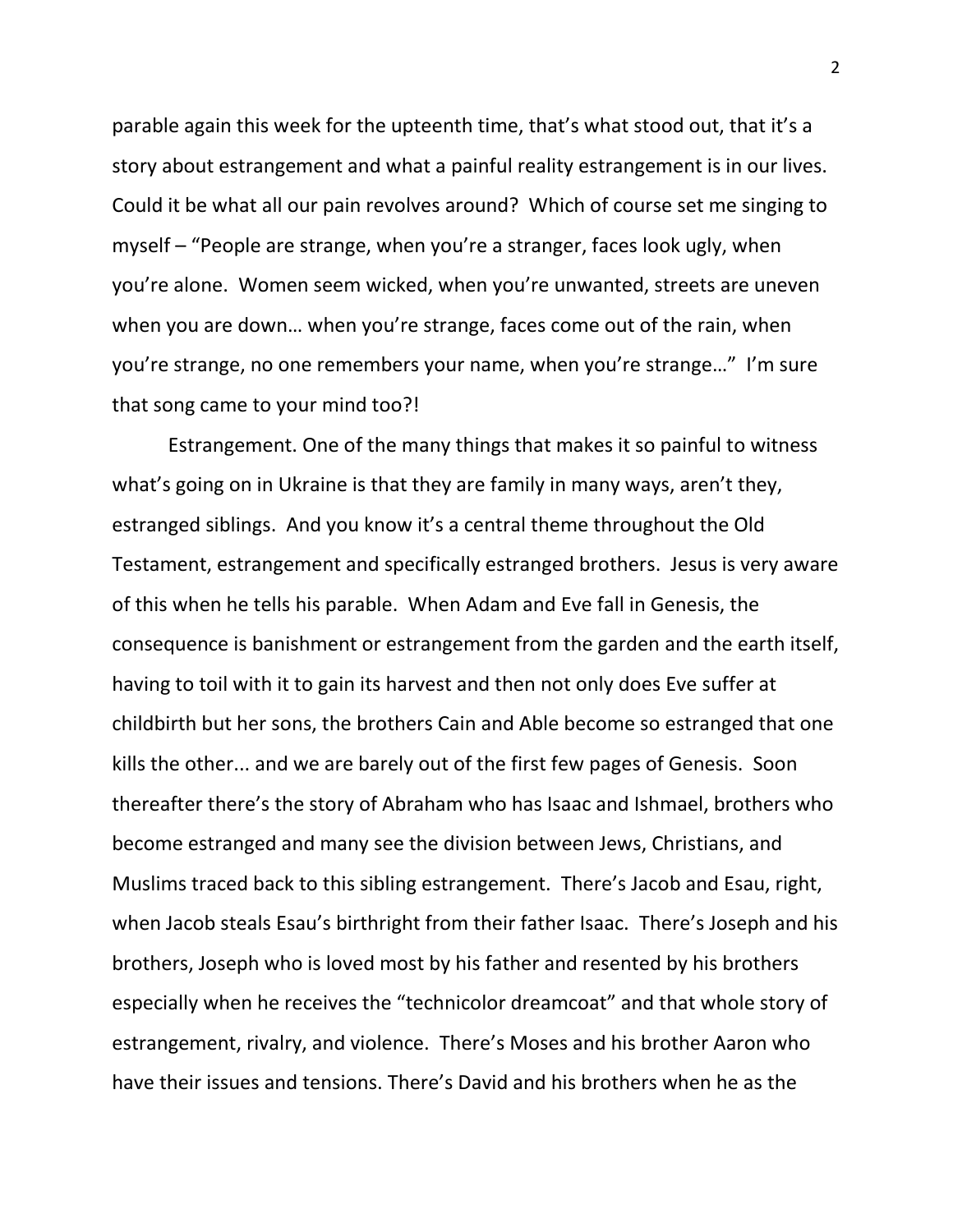parable again this week for the upteenth time, that's what stood out, that it's a story about estrangement and what a painful reality estrangement is in our lives. Could it be what all our pain revolves around? Which of course set me singing to myself – "People are strange, when you're a stranger, faces look ugly, when you're alone. Women seem wicked, when you're unwanted, streets are uneven when you are down… when you're strange, faces come out of the rain, when you're strange, no one remembers your name, when you're strange…" I'm sure that song came to your mind too?!

Estrangement. One of the many things that makes it so painful to witness what's going on in Ukraine is that they are family in many ways, aren't they, estranged siblings. And you know it's a central theme throughout the Old Testament, estrangement and specifically estranged brothers. Jesus is very aware of this when he tells his parable. When Adam and Eve fall in Genesis, the consequence is banishment or estrangement from the garden and the earth itself, having to toil with it to gain its harvest and then not only does Eve suffer at childbirth but her sons, the brothers Cain and Able become so estranged that one kills the other... and we are barely out of the first few pages of Genesis. Soon thereafter there's the story of Abraham who has Isaac and Ishmael, brothers who become estranged and many see the division between Jews, Christians, and Muslims traced back to this sibling estrangement. There's Jacob and Esau, right, when Jacob steals Esau's birthright from their father Isaac. There's Joseph and his brothers, Joseph who is loved most by his father and resented by his brothers especially when he receives the "technicolor dreamcoat" and that whole story of estrangement, rivalry, and violence. There's Moses and his brother Aaron who have their issues and tensions. There's David and his brothers when he as the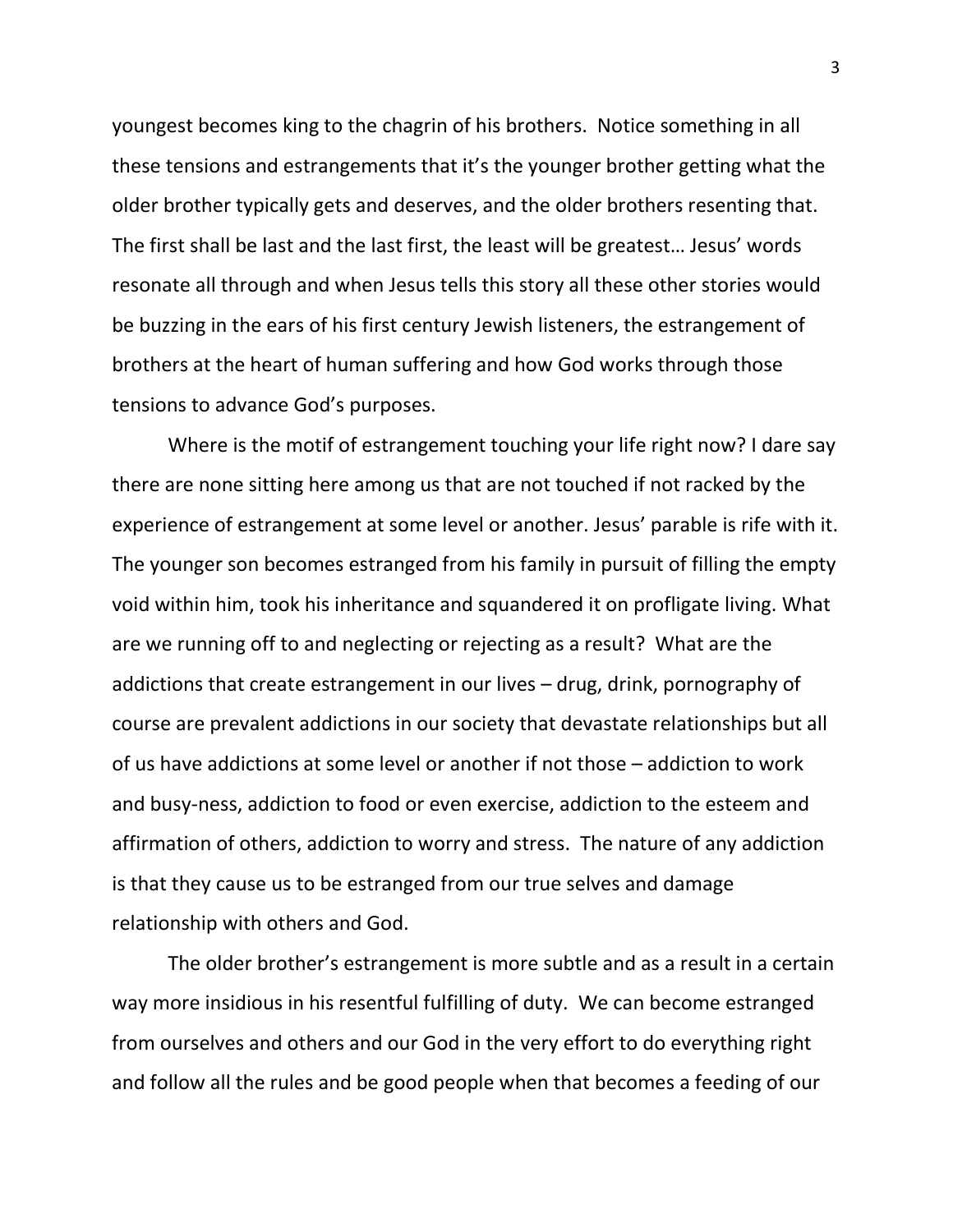youngest becomes king to the chagrin of his brothers. Notice something in all these tensions and estrangements that it's the younger brother getting what the older brother typically gets and deserves, and the older brothers resenting that. The first shall be last and the last first, the least will be greatest… Jesus' words resonate all through and when Jesus tells this story all these other stories would be buzzing in the ears of his first century Jewish listeners, the estrangement of brothers at the heart of human suffering and how God works through those tensions to advance God's purposes.

Where is the motif of estrangement touching your life right now? I dare say there are none sitting here among us that are not touched if not racked by the experience of estrangement at some level or another. Jesus' parable is rife with it. The younger son becomes estranged from his family in pursuit of filling the empty void within him, took his inheritance and squandered it on profligate living. What are we running off to and neglecting or rejecting as a result? What are the addictions that create estrangement in our lives – drug, drink, pornography of course are prevalent addictions in our society that devastate relationships but all of us have addictions at some level or another if not those – addiction to work and busy-ness, addiction to food or even exercise, addiction to the esteem and affirmation of others, addiction to worry and stress. The nature of any addiction is that they cause us to be estranged from our true selves and damage relationship with others and God.

The older brother's estrangement is more subtle and as a result in a certain way more insidious in his resentful fulfilling of duty. We can become estranged from ourselves and others and our God in the very effort to do everything right and follow all the rules and be good people when that becomes a feeding of our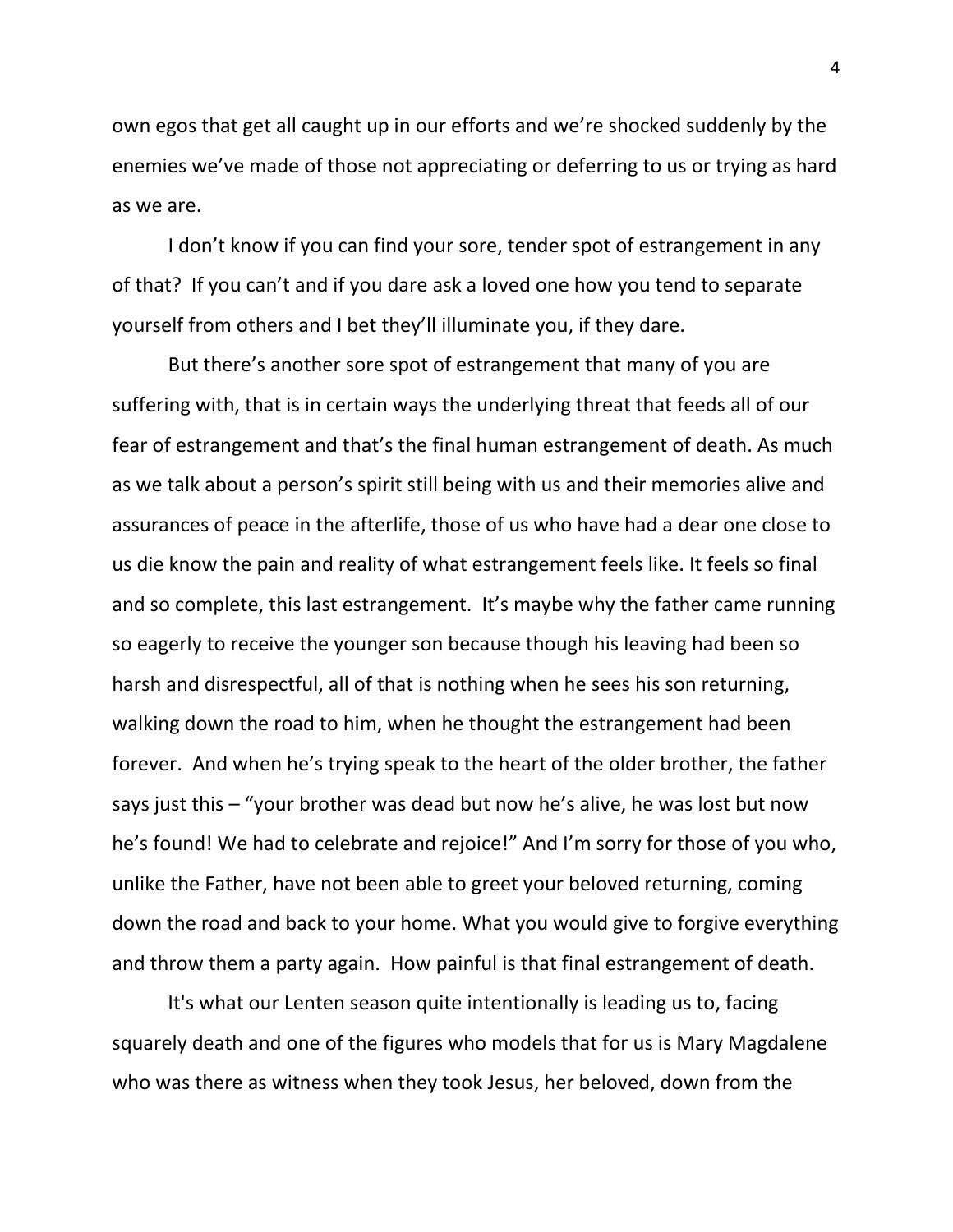own egos that get all caught up in our efforts and we're shocked suddenly by the enemies we've made of those not appreciating or deferring to us or trying as hard as we are.

I don't know if you can find your sore, tender spot of estrangement in any of that? If you can't and if you dare ask a loved one how you tend to separate yourself from others and I bet they'll illuminate you, if they dare.

But there's another sore spot of estrangement that many of you are suffering with, that is in certain ways the underlying threat that feeds all of our fear of estrangement and that's the final human estrangement of death. As much as we talk about a person's spirit still being with us and their memories alive and assurances of peace in the afterlife, those of us who have had a dear one close to us die know the pain and reality of what estrangement feels like. It feels so final and so complete, this last estrangement. It's maybe why the father came running so eagerly to receive the younger son because though his leaving had been so harsh and disrespectful, all of that is nothing when he sees his son returning, walking down the road to him, when he thought the estrangement had been forever. And when he's trying speak to the heart of the older brother, the father says just this – "your brother was dead but now he's alive, he was lost but now he's found! We had to celebrate and rejoice!" And I'm sorry for those of you who, unlike the Father, have not been able to greet your beloved returning, coming down the road and back to your home. What you would give to forgive everything and throw them a party again. How painful is that final estrangement of death.

It's what our Lenten season quite intentionally is leading us to, facing squarely death and one of the figures who models that for us is Mary Magdalene who was there as witness when they took Jesus, her beloved, down from the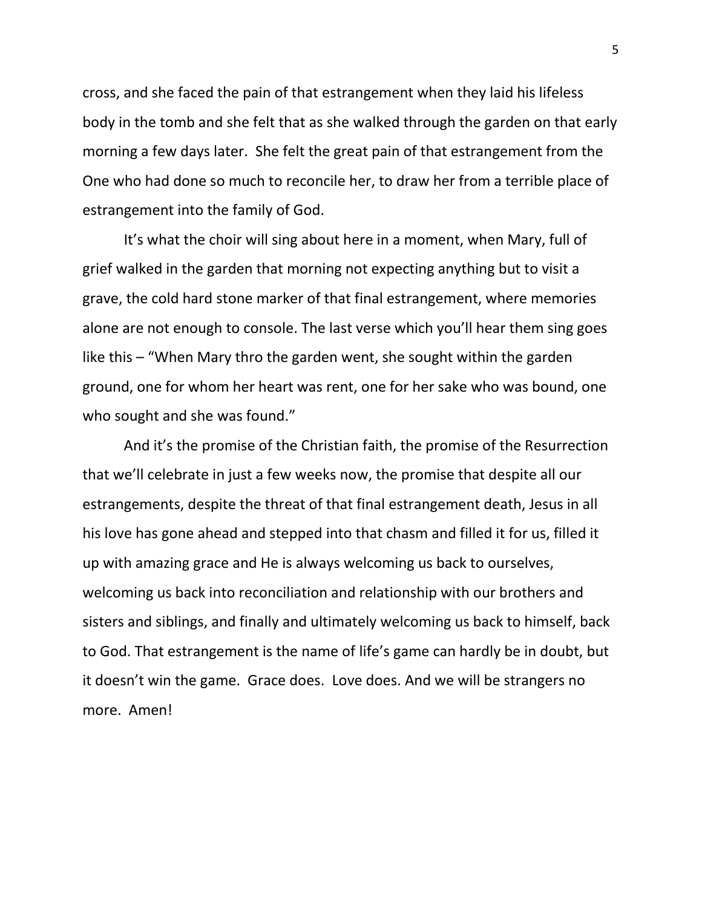cross, and she faced the pain of that estrangement when they laid his lifeless body in the tomb and she felt that as she walked through the garden on that early morning a few days later. She felt the great pain of that estrangement from the One who had done so much to reconcile her, to draw her from a terrible place of estrangement into the family of God.

It's what the choir will sing about here in a moment, when Mary, full of grief walked in the garden that morning not expecting anything but to visit a grave, the cold hard stone marker of that final estrangement, where memories alone are not enough to console. The last verse which you'll hear them sing goes like this – "When Mary thro the garden went, she sought within the garden ground, one for whom her heart was rent, one for her sake who was bound, one who sought and she was found."

And it's the promise of the Christian faith, the promise of the Resurrection that we'll celebrate in just a few weeks now, the promise that despite all our estrangements, despite the threat of that final estrangement death, Jesus in all his love has gone ahead and stepped into that chasm and filled it for us, filled it up with amazing grace and He is always welcoming us back to ourselves, welcoming us back into reconciliation and relationship with our brothers and sisters and siblings, and finally and ultimately welcoming us back to himself, back to God. That estrangement is the name of life's game can hardly be in doubt, but it doesn't win the game. Grace does. Love does. And we will be strangers no more. Amen!